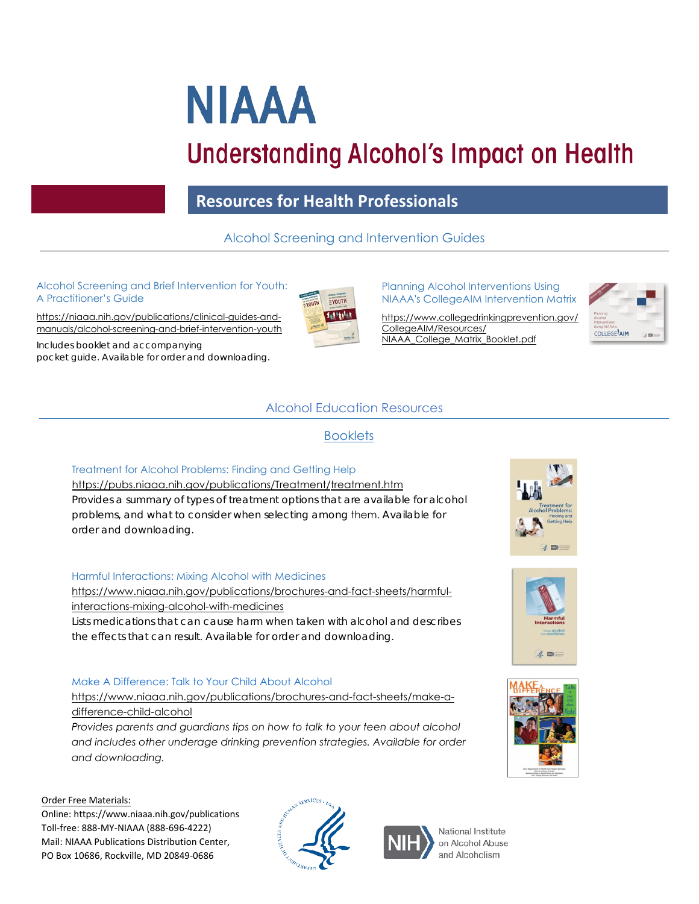# NIAAA

## Understanding Alcohol's Impact on Health

## Resources for Health Professionals

### Alcohol Screening and Intervention Guides

Alcohol Screening and Brief Intervention for Youth: A Practitioner's Guide

https://niaaa.nih.gov/publications/clinical-guides-and-manuals/alcohol-screening-and-brief-intervention-youth

Includes booklet and accompanying pocket guide. Available for order and downloading.

Planning Alcohol Interventions Using NIAAA's CollegeAIM Intervention Matrix

https://www.collegedrinkingprevention.gov/CollegeAIM/Resources/NIAAA_College_Matrix_Booklet.pdf

### Alcohol Education Resources

#### Booklets

Treatment for Alcohol Problems: Finding and Getting Help

https://pubs.niaaa.nih.gov/publications/Treatment/treatment.htm

Provides a summary of types of treatment options that are available for alcohol problems, and what to consider when selecting among them. Available for order and downloading.

Harmful Interactions: Mixing Alcohol with Medicines

https://www.niaaa.nih.gov/publications/brochures-and-fact-sheets/harmful-interactions-mixing-alcohol-with-medicines

Lists medications that can cause harm when taken with alcohol and describes the effects that can result. Available for order and downloading.

Make A Difference: Talk to Your Child About Alcohol

https://www.niaaa.nih.gov/publications/brochures-and-fact-sheets/make-a-difference-child-alcohol

*Provides parents and guardians tips on how to talk to your teen about alcohol and includes other underage drinking prevention strategies. Available for order and downloading.*

Order Free Materials:
Online: https://www.niaaa.nih.gov/publications
Toll-free: 888-MY-NIAAA (888-696-4222)
Mail: NIAAA Publications Distribution Center, PO Box 10686, Rockville, MD 20849-0686

National Institute on Alcohol Abuse and Alcoholism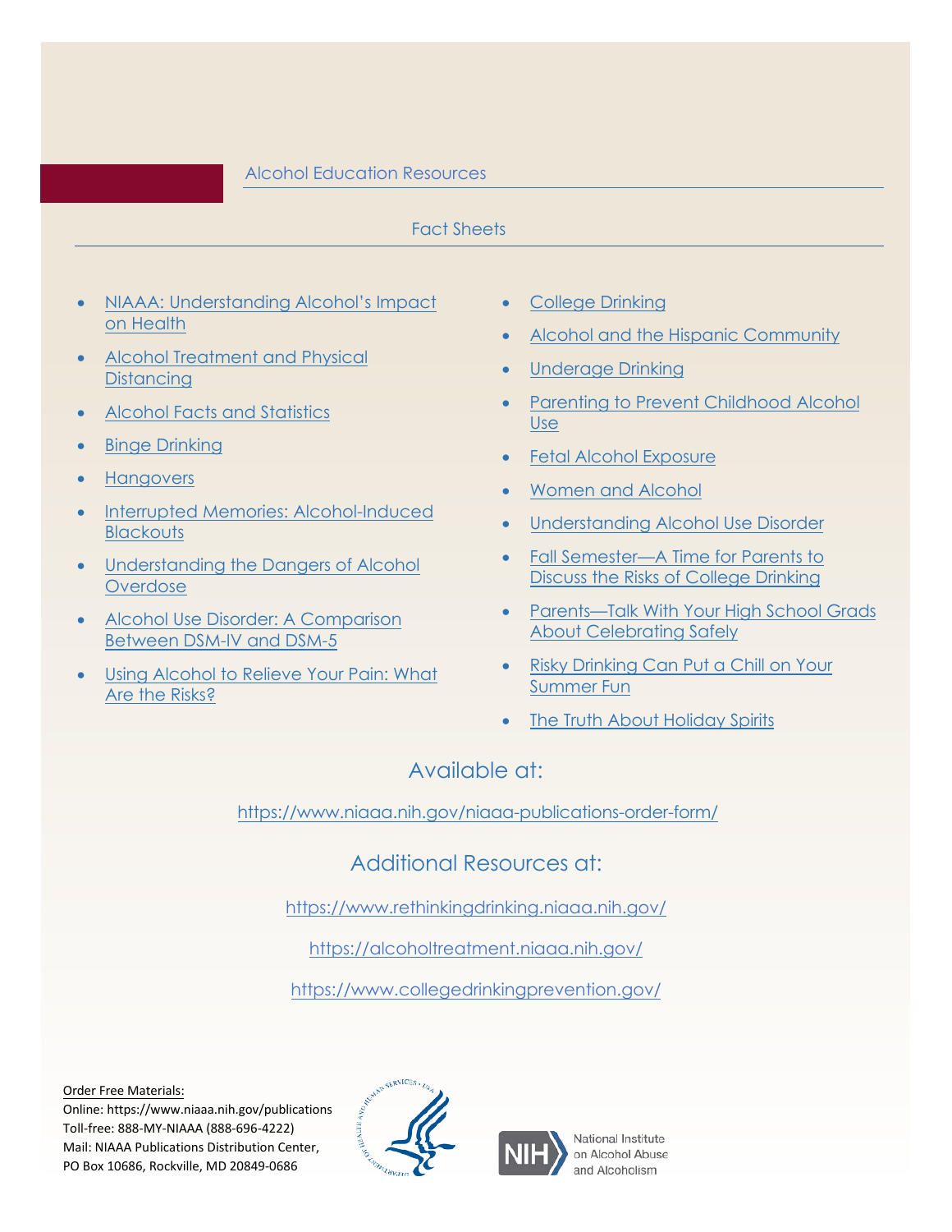## Alcohol Education Resources

### Fact Sheets

- NIAAA: Understanding Alcohol's Impact on Health
- Alcohol Treatment and Physical Distancing
- Alcohol Facts and Statistics
- Binge Drinking
- Hangovers
- Interrupted Memories: Alcohol-Induced Blackouts
- Understanding the Dangers of Alcohol Overdose
- Alcohol Use Disorder: A Comparison Between DSM-IV and DSM-5
- Using Alcohol to Relieve Your Pain: What Are the Risks?
- College Drinking
- Alcohol and the Hispanic Community
- Underage Drinking
- Parenting to Prevent Childhood Alcohol Use
- Fetal Alcohol Exposure
- Women and Alcohol
- Understanding Alcohol Use Disorder
- Fall Semester—A Time for Parents to Discuss the Risks of College Drinking
- Parents—Talk With Your High School Grads About Celebrating Safely
- Risky Drinking Can Put a Chill on Your Summer Fun
- The Truth About Holiday Spirits

## Available at:

https://www.niaaa.nih.gov/niaaa-publications-order-form/

## Additional Resources at:

https://www.rethinkingdrinking.niaaa.nih.gov/

https://alcoholtreatment.niaaa.nih.gov/

https://www.collegedrinkingprevention.gov/

Order Free Materials:
Online: https://www.niaaa.nih.gov/publications
Toll-free: 888-MY-NIAAA (888-696-4222)
Mail: NIAAA Publications Distribution Center, PO Box 10686, Rockville, MD 20849-0686

National Institute on Alcohol Abuse and Alcoholism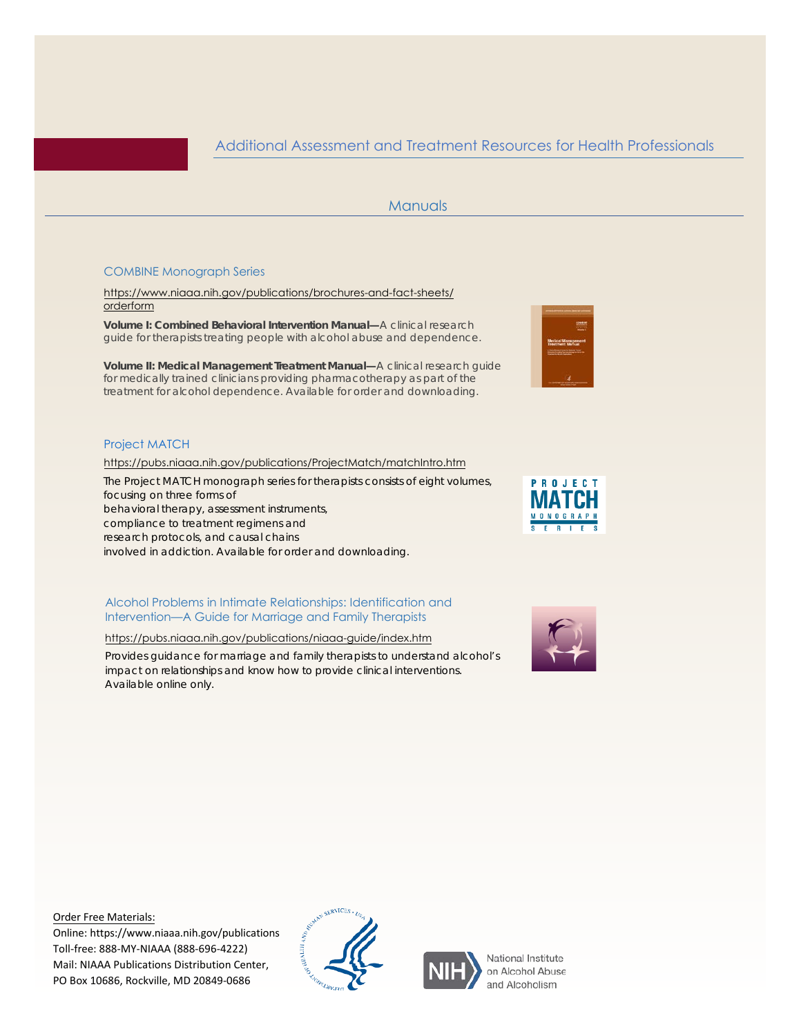## Additional Assessment and Treatment Resources for Health Professionals

### Manuals

#### COMBINE Monograph Series

https://www.niaaa.nih.gov/publications/brochures-and-fact-sheets/orderform

**Volume I: Combined Behavioral Intervention Manual—**A clinical research guide for therapists treating people with alcohol abuse and dependence.

**Volume II: Medical Management Treatment Manual—**A clinical research guide for medically trained clinicians providing pharmacotherapy as part of the treatment for alcohol dependence. Available for order and downloading.

#### Project MATCH

https://pubs.niaaa.nih.gov/publications/ProjectMatch/matchIntro.htm

The Project MATCH monograph series for therapists consists of eight volumes, focusing on three forms of behavioral therapy, assessment instruments, compliance to treatment regimens and research protocols, and causal chains involved in addiction. Available for order and downloading.

#### Alcohol Problems in Intimate Relationships: Identification and Intervention—A Guide for Marriage and Family Therapists

https://pubs.niaaa.nih.gov/publications/niaaa-guide/index.htm

Provides guidance for marriage and family therapists to understand alcohol's impact on relationships and know how to provide clinical interventions. Available online only.

Order Free Materials:
Online: https://www.niaaa.nih.gov/publications
Toll-free: 888-MY-NIAAA (888-696-4222)
Mail: NIAAA Publications Distribution Center, PO Box 10686, Rockville, MD 20849-0686

National Institute on Alcohol Abuse and Alcoholism